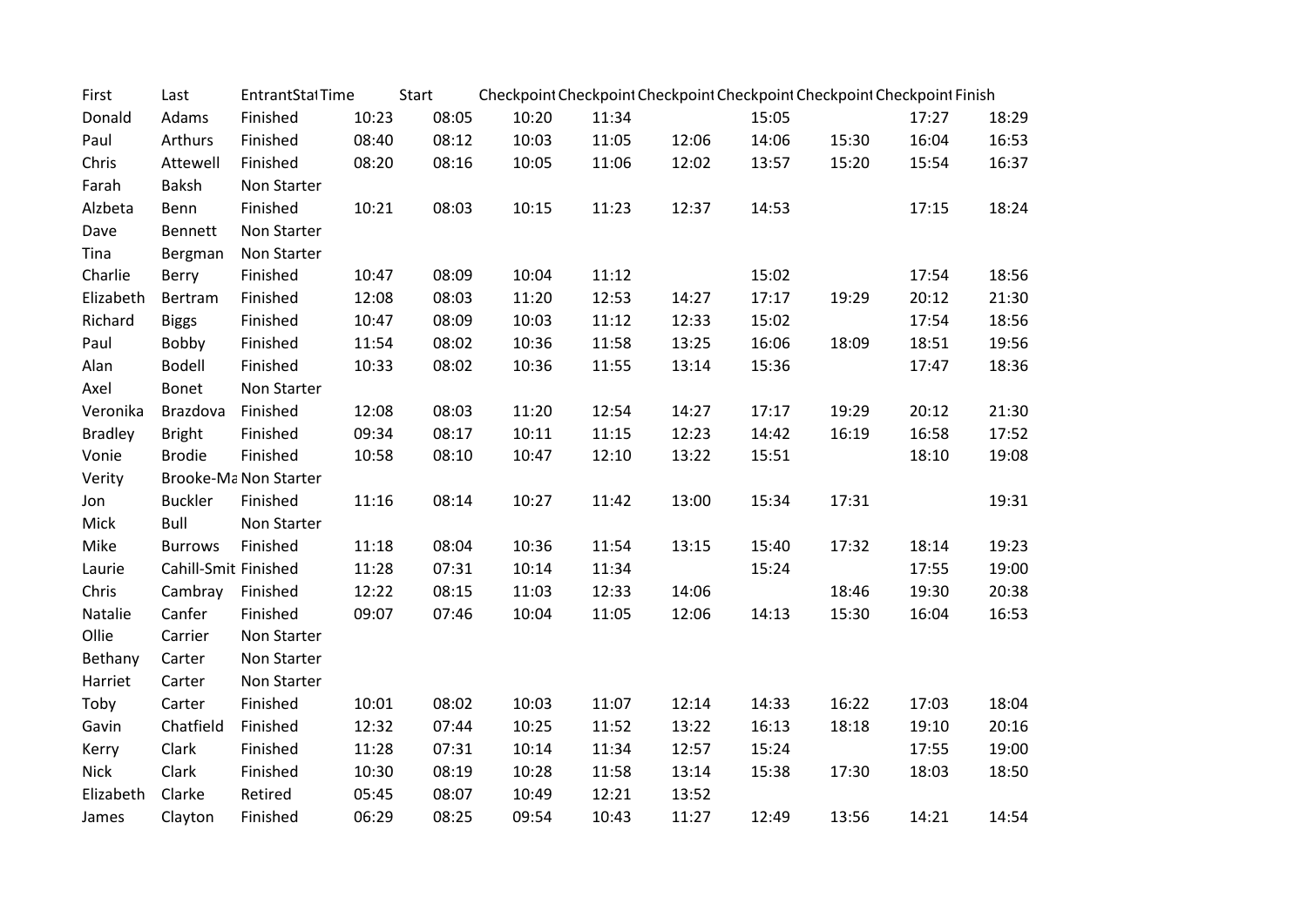| First | Last | EntrantStat | Time | Start | Checkpoint | Checkpoint | Checkpoint | Checkpoint | Checkpoint | Checkpoint | Finish |
|---|---|---|---|---|---|---|---|---|---|---|---|
| Donald | Adams | Finished | 10:23 | 08:05 | 10:20 | 11:34 | | 15:05 | | 17:27 | 18:29 |
| Paul | Arthurs | Finished | 08:40 | 08:12 | 10:03 | 11:05 | 12:06 | 14:06 | 15:30 | 16:04 | 16:53 |
| Chris | Attewell | Finished | 08:20 | 08:16 | 10:05 | 11:06 | 12:02 | 13:57 | 15:20 | 15:54 | 16:37 |
| Farah | Baksh | Non Starter | | | | | | | | | |
| Alzbeta | Benn | Finished | 10:21 | 08:03 | 10:15 | 11:23 | 12:37 | 14:53 | | 17:15 | 18:24 |
| Dave | Bennett | Non Starter | | | | | | | | | |
| Tina | Bergman | Non Starter | | | | | | | | | |
| Charlie | Berry | Finished | 10:47 | 08:09 | 10:04 | 11:12 | | 15:02 | | 17:54 | 18:56 |
| Elizabeth | Bertram | Finished | 12:08 | 08:03 | 11:20 | 12:53 | 14:27 | 17:17 | 19:29 | 20:12 | 21:30 |
| Richard | Biggs | Finished | 10:47 | 08:09 | 10:03 | 11:12 | 12:33 | 15:02 | | 17:54 | 18:56 |
| Paul | Bobby | Finished | 11:54 | 08:02 | 10:36 | 11:58 | 13:25 | 16:06 | 18:09 | 18:51 | 19:56 |
| Alan | Bodell | Finished | 10:33 | 08:02 | 10:36 | 11:55 | 13:14 | 15:36 | | 17:47 | 18:36 |
| Axel | Bonet | Non Starter | | | | | | | | | |
| Veronika | Brazdova | Finished | 12:08 | 08:03 | 11:20 | 12:54 | 14:27 | 17:17 | 19:29 | 20:12 | 21:30 |
| Bradley | Bright | Finished | 09:34 | 08:17 | 10:11 | 11:15 | 12:23 | 14:42 | 16:19 | 16:58 | 17:52 |
| Vonie | Brodie | Finished | 10:58 | 08:10 | 10:47 | 12:10 | 13:22 | 15:51 | | 18:10 | 19:08 |
| Verity | Brooke-Ma | Non Starter | | | | | | | | | |
| Jon | Buckler | Finished | 11:16 | 08:14 | 10:27 | 11:42 | 13:00 | 15:34 | 17:31 | | 19:31 |
| Mick | Bull | Non Starter | | | | | | | | | |
| Mike | Burrows | Finished | 11:18 | 08:04 | 10:36 | 11:54 | 13:15 | 15:40 | 17:32 | 18:14 | 19:23 |
| Laurie | Cahill-Smit | Finished | 11:28 | 07:31 | 10:14 | 11:34 | | 15:24 | | 17:55 | 19:00 |
| Chris | Cambray | Finished | 12:22 | 08:15 | 11:03 | 12:33 | 14:06 | | 18:46 | 19:30 | 20:38 |
| Natalie | Canfer | Finished | 09:07 | 07:46 | 10:04 | 11:05 | 12:06 | 14:13 | 15:30 | 16:04 | 16:53 |
| Ollie | Carrier | Non Starter | | | | | | | | | |
| Bethany | Carter | Non Starter | | | | | | | | | |
| Harriet | Carter | Non Starter | | | | | | | | | |
| Toby | Carter | Finished | 10:01 | 08:02 | 10:03 | 11:07 | 12:14 | 14:33 | 16:22 | 17:03 | 18:04 |
| Gavin | Chatfield | Finished | 12:32 | 07:44 | 10:25 | 11:52 | 13:22 | 16:13 | 18:18 | 19:10 | 20:16 |
| Kerry | Clark | Finished | 11:28 | 07:31 | 10:14 | 11:34 | 12:57 | 15:24 | | 17:55 | 19:00 |
| Nick | Clark | Finished | 10:30 | 08:19 | 10:28 | 11:58 | 13:14 | 15:38 | 17:30 | 18:03 | 18:50 |
| Elizabeth | Clarke | Retired | 05:45 | 08:07 | 10:49 | 12:21 | 13:52 | | | | |
| James | Clayton | Finished | 06:29 | 08:25 | 09:54 | 10:43 | 11:27 | 12:49 | 13:56 | 14:21 | 14:54 |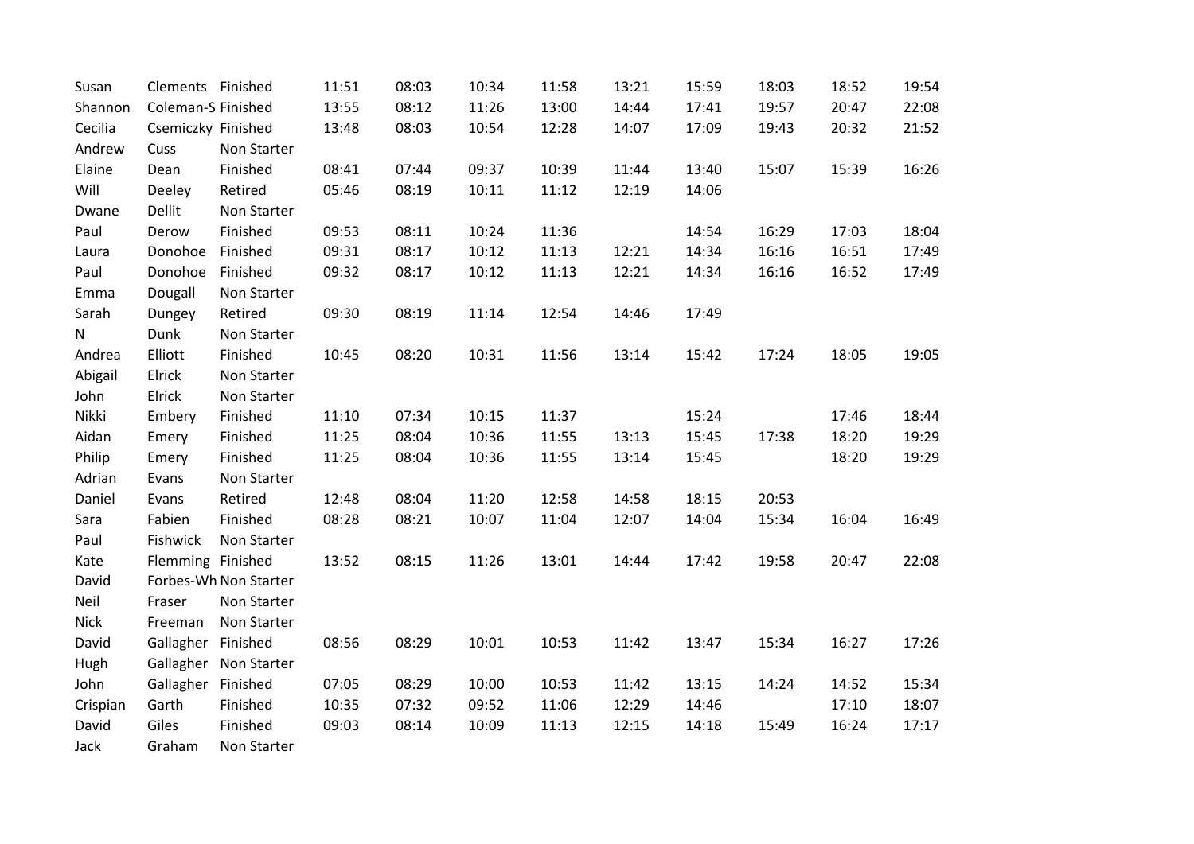| | | | | | | | | | | | |
|---|---|---|---|---|---|---|---|---|---|---|---|
| Susan | Clements | Finished | 11:51 | 08:03 | 10:34 | 11:58 | 13:21 | 15:59 | 18:03 | 18:52 | 19:54 |
| Shannon | Coleman-S | Finished | 13:55 | 08:12 | 11:26 | 13:00 | 14:44 | 17:41 | 19:57 | 20:47 | 22:08 |
| Cecilia | Csemiczky | Finished | 13:48 | 08:03 | 10:54 | 12:28 | 14:07 | 17:09 | 19:43 | 20:32 | 21:52 |
| Andrew | Cuss | Non Starter | | | | | | | | | |
| Elaine | Dean | Finished | 08:41 | 07:44 | 09:37 | 10:39 | 11:44 | 13:40 | 15:07 | 15:39 | 16:26 |
| Will | Deeley | Retired | 05:46 | 08:19 | 10:11 | 11:12 | 12:19 | 14:06 | | | |
| Dwane | Dellit | Non Starter | | | | | | | | | |
| Paul | Derow | Finished | 09:53 | 08:11 | 10:24 | 11:36 | | 14:54 | 16:29 | 17:03 | 18:04 |
| Laura | Donohoe | Finished | 09:31 | 08:17 | 10:12 | 11:13 | 12:21 | 14:34 | 16:16 | 16:51 | 17:49 |
| Paul | Donohoe | Finished | 09:32 | 08:17 | 10:12 | 11:13 | 12:21 | 14:34 | 16:16 | 16:52 | 17:49 |
| Emma | Dougall | Non Starter | | | | | | | | | |
| Sarah | Dungey | Retired | 09:30 | 08:19 | 11:14 | 12:54 | 14:46 | 17:49 | | | |
| N | Dunk | Non Starter | | | | | | | | | |
| Andrea | Elliott | Finished | 10:45 | 08:20 | 10:31 | 11:56 | 13:14 | 15:42 | 17:24 | 18:05 | 19:05 |
| Abigail | Elrick | Non Starter | | | | | | | | | |
| John | Elrick | Non Starter | | | | | | | | | |
| Nikki | Embery | Finished | 11:10 | 07:34 | 10:15 | 11:37 | | 15:24 | | 17:46 | 18:44 |
| Aidan | Emery | Finished | 11:25 | 08:04 | 10:36 | 11:55 | 13:13 | 15:45 | 17:38 | 18:20 | 19:29 |
| Philip | Emery | Finished | 11:25 | 08:04 | 10:36 | 11:55 | 13:14 | 15:45 | | 18:20 | 19:29 |
| Adrian | Evans | Non Starter | | | | | | | | | |
| Daniel | Evans | Retired | 12:48 | 08:04 | 11:20 | 12:58 | 14:58 | 18:15 | 20:53 | | |
| Sara | Fabien | Finished | 08:28 | 08:21 | 10:07 | 11:04 | 12:07 | 14:04 | 15:34 | 16:04 | 16:49 |
| Paul | Fishwick | Non Starter | | | | | | | | | |
| Kate | Flemming | Finished | 13:52 | 08:15 | 11:26 | 13:01 | 14:44 | 17:42 | 19:58 | 20:47 | 22:08 |
| David | Forbes-Wh | Non Starter | | | | | | | | | |
| Neil | Fraser | Non Starter | | | | | | | | | |
| Nick | Freeman | Non Starter | | | | | | | | | |
| David | Gallagher | Finished | 08:56 | 08:29 | 10:01 | 10:53 | 11:42 | 13:47 | 15:34 | 16:27 | 17:26 |
| Hugh | Gallagher | Non Starter | | | | | | | | | |
| John | Gallagher | Finished | 07:05 | 08:29 | 10:00 | 10:53 | 11:42 | 13:15 | 14:24 | 14:52 | 15:34 |
| Crispian | Garth | Finished | 10:35 | 07:32 | 09:52 | 11:06 | 12:29 | 14:46 | | 17:10 | 18:07 |
| David | Giles | Finished | 09:03 | 08:14 | 10:09 | 11:13 | 12:15 | 14:18 | 15:49 | 16:24 | 17:17 |
| Jack | Graham | Non Starter | | | | | | | | | |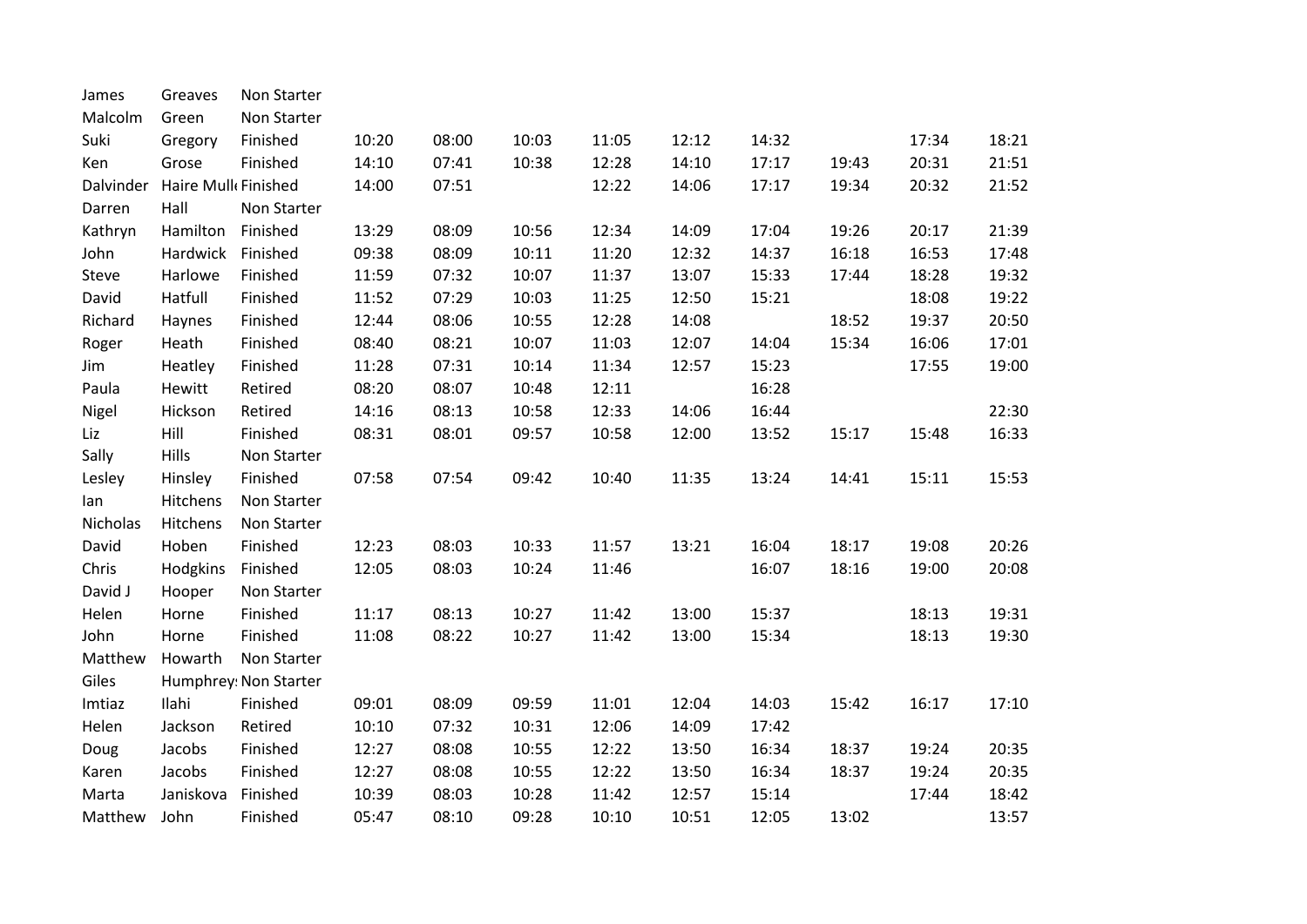| | | | | | | | | | | | |
|---|---|---|---|---|---|---|---|---|---|---|---|
| James | Greaves | Non Starter | | | | | | | | | |
| Malcolm | Green | Non Starter | | | | | | | | | |
| Suki | Gregory | Finished | 10:20 | 08:00 | 10:03 | 11:05 | 12:12 | 14:32 | | 17:34 | 18:21 |
| Ken | Grose | Finished | 14:10 | 07:41 | 10:38 | 12:28 | 14:10 | 17:17 | 19:43 | 20:31 | 21:51 |
| Dalvinder | Haire Mull | Finished | 14:00 | 07:51 | | 12:22 | 14:06 | 17:17 | 19:34 | 20:32 | 21:52 |
| Darren | Hall | Non Starter | | | | | | | | | |
| Kathryn | Hamilton | Finished | 13:29 | 08:09 | 10:56 | 12:34 | 14:09 | 17:04 | 19:26 | 20:17 | 21:39 |
| John | Hardwick | Finished | 09:38 | 08:09 | 10:11 | 11:20 | 12:32 | 14:37 | 16:18 | 16:53 | 17:48 |
| Steve | Harlowe | Finished | 11:59 | 07:32 | 10:07 | 11:37 | 13:07 | 15:33 | 17:44 | 18:28 | 19:32 |
| David | Hatfull | Finished | 11:52 | 07:29 | 10:03 | 11:25 | 12:50 | 15:21 | | 18:08 | 19:22 |
| Richard | Haynes | Finished | 12:44 | 08:06 | 10:55 | 12:28 | 14:08 | | 18:52 | 19:37 | 20:50 |
| Roger | Heath | Finished | 08:40 | 08:21 | 10:07 | 11:03 | 12:07 | 14:04 | 15:34 | 16:06 | 17:01 |
| Jim | Heatley | Finished | 11:28 | 07:31 | 10:14 | 11:34 | 12:57 | 15:23 | | 17:55 | 19:00 |
| Paula | Hewitt | Retired | 08:20 | 08:07 | 10:48 | 12:11 | | 16:28 | | | |
| Nigel | Hickson | Retired | 14:16 | 08:13 | 10:58 | 12:33 | 14:06 | 16:44 | | | 22:30 |
| Liz | Hill | Finished | 08:31 | 08:01 | 09:57 | 10:58 | 12:00 | 13:52 | 15:17 | 15:48 | 16:33 |
| Sally | Hills | Non Starter | | | | | | | | | |
| Lesley | Hinsley | Finished | 07:58 | 07:54 | 09:42 | 10:40 | 11:35 | 13:24 | 14:41 | 15:11 | 15:53 |
| Ian | Hitchens | Non Starter | | | | | | | | | |
| Nicholas | Hitchens | Non Starter | | | | | | | | | |
| David | Hoben | Finished | 12:23 | 08:03 | 10:33 | 11:57 | 13:21 | 16:04 | 18:17 | 19:08 | 20:26 |
| Chris | Hodgkins | Finished | 12:05 | 08:03 | 10:24 | 11:46 | | 16:07 | 18:16 | 19:00 | 20:08 |
| David J | Hooper | Non Starter | | | | | | | | | |
| Helen | Horne | Finished | 11:17 | 08:13 | 10:27 | 11:42 | 13:00 | 15:37 | | 18:13 | 19:31 |
| John | Horne | Finished | 11:08 | 08:22 | 10:27 | 11:42 | 13:00 | 15:34 | | 18:13 | 19:30 |
| Matthew | Howarth | Non Starter | | | | | | | | | |
| Giles | Humphrey: | Non Starter | | | | | | | | | |
| Imtiaz | Ilahi | Finished | 09:01 | 08:09 | 09:59 | 11:01 | 12:04 | 14:03 | 15:42 | 16:17 | 17:10 |
| Helen | Jackson | Retired | 10:10 | 07:32 | 10:31 | 12:06 | 14:09 | 17:42 | | | |
| Doug | Jacobs | Finished | 12:27 | 08:08 | 10:55 | 12:22 | 13:50 | 16:34 | 18:37 | 19:24 | 20:35 |
| Karen | Jacobs | Finished | 12:27 | 08:08 | 10:55 | 12:22 | 13:50 | 16:34 | 18:37 | 19:24 | 20:35 |
| Marta | Janiskova | Finished | 10:39 | 08:03 | 10:28 | 11:42 | 12:57 | 15:14 | | 17:44 | 18:42 |
| Matthew | John | Finished | 05:47 | 08:10 | 09:28 | 10:10 | 10:51 | 12:05 | 13:02 | | 13:57 |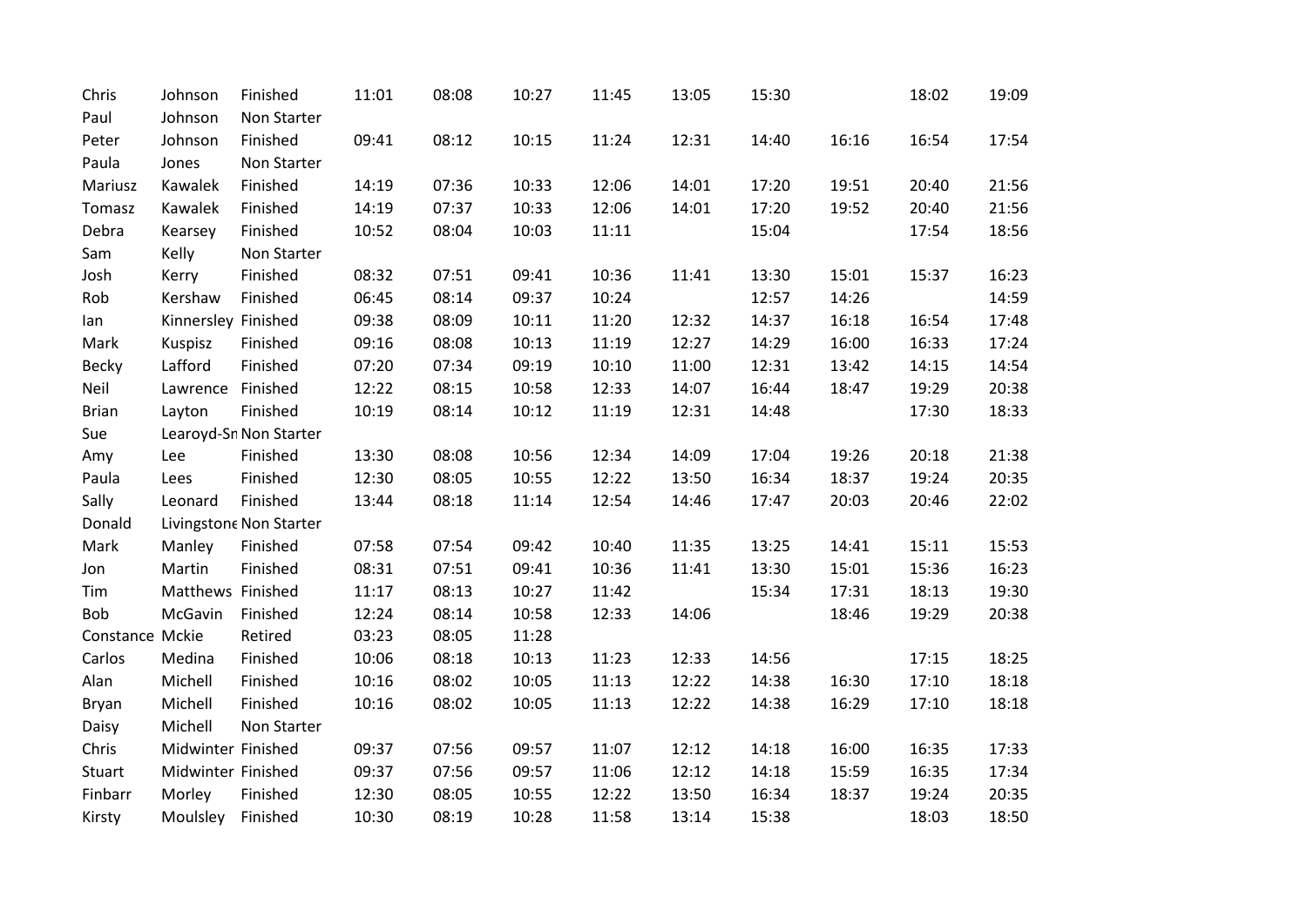| | | | | | | | | | | | |
|---|---|---|---|---|---|---|---|---|---|---|---|
| Chris | Johnson | Finished | 11:01 | 08:08 | 10:27 | 11:45 | 13:05 | 15:30 | | 18:02 | 19:09 |
| Paul | Johnson | Non Starter | | | | | | | | | |
| Peter | Johnson | Finished | 09:41 | 08:12 | 10:15 | 11:24 | 12:31 | 14:40 | 16:16 | 16:54 | 17:54 |
| Paula | Jones | Non Starter | | | | | | | | | |
| Mariusz | Kawalek | Finished | 14:19 | 07:36 | 10:33 | 12:06 | 14:01 | 17:20 | 19:51 | 20:40 | 21:56 |
| Tomasz | Kawalek | Finished | 14:19 | 07:37 | 10:33 | 12:06 | 14:01 | 17:20 | 19:52 | 20:40 | 21:56 |
| Debra | Kearsey | Finished | 10:52 | 08:04 | 10:03 | 11:11 | | 15:04 | | 17:54 | 18:56 |
| Sam | Kelly | Non Starter | | | | | | | | | |
| Josh | Kerry | Finished | 08:32 | 07:51 | 09:41 | 10:36 | 11:41 | 13:30 | 15:01 | 15:37 | 16:23 |
| Rob | Kershaw | Finished | 06:45 | 08:14 | 09:37 | 10:24 | | 12:57 | 14:26 | | 14:59 |
| Ian | Kinnersley | Finished | 09:38 | 08:09 | 10:11 | 11:20 | 12:32 | 14:37 | 16:18 | 16:54 | 17:48 |
| Mark | Kuspisz | Finished | 09:16 | 08:08 | 10:13 | 11:19 | 12:27 | 14:29 | 16:00 | 16:33 | 17:24 |
| Becky | Lafford | Finished | 07:20 | 07:34 | 09:19 | 10:10 | 11:00 | 12:31 | 13:42 | 14:15 | 14:54 |
| Neil | Lawrence | Finished | 12:22 | 08:15 | 10:58 | 12:33 | 14:07 | 16:44 | 18:47 | 19:29 | 20:38 |
| Brian | Layton | Finished | 10:19 | 08:14 | 10:12 | 11:19 | 12:31 | 14:48 | | 17:30 | 18:33 |
| Sue | Learoyd-Sn | Non Starter | | | | | | | | | |
| Amy | Lee | Finished | 13:30 | 08:08 | 10:56 | 12:34 | 14:09 | 17:04 | 19:26 | 20:18 | 21:38 |
| Paula | Lees | Finished | 12:30 | 08:05 | 10:55 | 12:22 | 13:50 | 16:34 | 18:37 | 19:24 | 20:35 |
| Sally | Leonard | Finished | 13:44 | 08:18 | 11:14 | 12:54 | 14:46 | 17:47 | 20:03 | 20:46 | 22:02 |
| Donald | Livingstone | Non Starter | | | | | | | | | |
| Mark | Manley | Finished | 07:58 | 07:54 | 09:42 | 10:40 | 11:35 | 13:25 | 14:41 | 15:11 | 15:53 |
| Jon | Martin | Finished | 08:31 | 07:51 | 09:41 | 10:36 | 11:41 | 13:30 | 15:01 | 15:36 | 16:23 |
| Tim | Matthews | Finished | 11:17 | 08:13 | 10:27 | 11:42 | | 15:34 | 17:31 | 18:13 | 19:30 |
| Bob | McGavin | Finished | 12:24 | 08:14 | 10:58 | 12:33 | 14:06 | | 18:46 | 19:29 | 20:38 |
| Constance | Mckie | Retired | 03:23 | 08:05 | 11:28 | | | | | | |
| Carlos | Medina | Finished | 10:06 | 08:18 | 10:13 | 11:23 | 12:33 | 14:56 | | 17:15 | 18:25 |
| Alan | Michell | Finished | 10:16 | 08:02 | 10:05 | 11:13 | 12:22 | 14:38 | 16:30 | 17:10 | 18:18 |
| Bryan | Michell | Finished | 10:16 | 08:02 | 10:05 | 11:13 | 12:22 | 14:38 | 16:29 | 17:10 | 18:18 |
| Daisy | Michell | Non Starter | | | | | | | | | |
| Chris | Midwinter | Finished | 09:37 | 07:56 | 09:57 | 11:07 | 12:12 | 14:18 | 16:00 | 16:35 | 17:33 |
| Stuart | Midwinter | Finished | 09:37 | 07:56 | 09:57 | 11:06 | 12:12 | 14:18 | 15:59 | 16:35 | 17:34 |
| Finbarr | Morley | Finished | 12:30 | 08:05 | 10:55 | 12:22 | 13:50 | 16:34 | 18:37 | 19:24 | 20:35 |
| Kirsty | Moulsley | Finished | 10:30 | 08:19 | 10:28 | 11:58 | 13:14 | 15:38 | | 18:03 | 18:50 |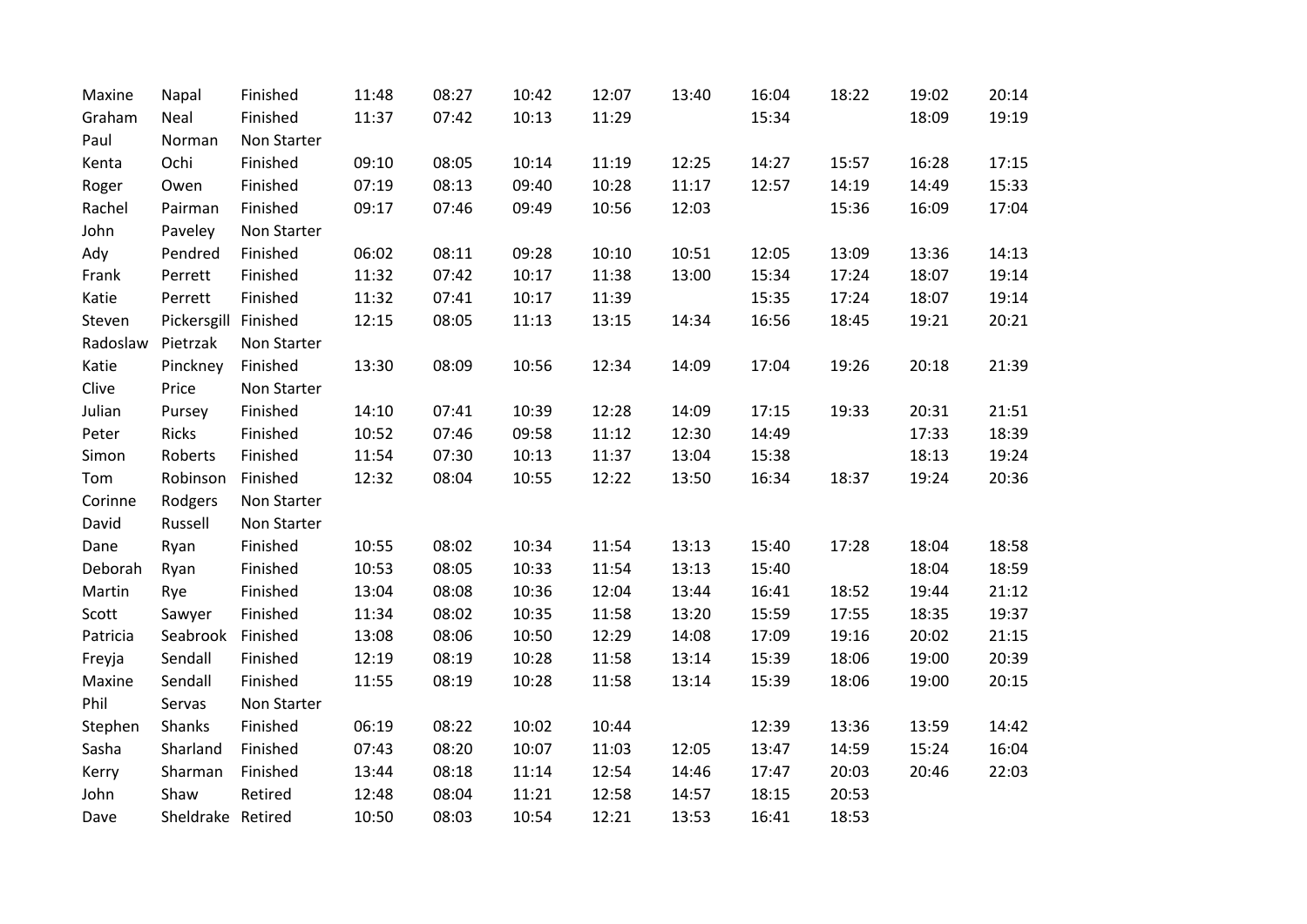| | | | | | | | | | | | |
|---|---|---|---|---|---|---|---|---|---|---|---|
| Maxine | Napal | Finished | 11:48 | 08:27 | 10:42 | 12:07 | 13:40 | 16:04 | 18:22 | 19:02 | 20:14 |
| Graham | Neal | Finished | 11:37 | 07:42 | 10:13 | 11:29 | | 15:34 | | 18:09 | 19:19 |
| Paul | Norman | Non Starter | | | | | | | | | |
| Kenta | Ochi | Finished | 09:10 | 08:05 | 10:14 | 11:19 | 12:25 | 14:27 | 15:57 | 16:28 | 17:15 |
| Roger | Owen | Finished | 07:19 | 08:13 | 09:40 | 10:28 | 11:17 | 12:57 | 14:19 | 14:49 | 15:33 |
| Rachel | Pairman | Finished | 09:17 | 07:46 | 09:49 | 10:56 | 12:03 | | 15:36 | 16:09 | 17:04 |
| John | Paveley | Non Starter | | | | | | | | | |
| Ady | Pendred | Finished | 06:02 | 08:11 | 09:28 | 10:10 | 10:51 | 12:05 | 13:09 | 13:36 | 14:13 |
| Frank | Perrett | Finished | 11:32 | 07:42 | 10:17 | 11:38 | 13:00 | 15:34 | 17:24 | 18:07 | 19:14 |
| Katie | Perrett | Finished | 11:32 | 07:41 | 10:17 | 11:39 | | 15:35 | 17:24 | 18:07 | 19:14 |
| Steven | Pickersgill | Finished | 12:15 | 08:05 | 11:13 | 13:15 | 14:34 | 16:56 | 18:45 | 19:21 | 20:21 |
| Radoslaw | Pietrzak | Non Starter | | | | | | | | | |
| Katie | Pinckney | Finished | 13:30 | 08:09 | 10:56 | 12:34 | 14:09 | 17:04 | 19:26 | 20:18 | 21:39 |
| Clive | Price | Non Starter | | | | | | | | | |
| Julian | Pursey | Finished | 14:10 | 07:41 | 10:39 | 12:28 | 14:09 | 17:15 | 19:33 | 20:31 | 21:51 |
| Peter | Ricks | Finished | 10:52 | 07:46 | 09:58 | 11:12 | 12:30 | 14:49 | | 17:33 | 18:39 |
| Simon | Roberts | Finished | 11:54 | 07:30 | 10:13 | 11:37 | 13:04 | 15:38 | | 18:13 | 19:24 |
| Tom | Robinson | Finished | 12:32 | 08:04 | 10:55 | 12:22 | 13:50 | 16:34 | 18:37 | 19:24 | 20:36 |
| Corinne | Rodgers | Non Starter | | | | | | | | | |
| David | Russell | Non Starter | | | | | | | | | |
| Dane | Ryan | Finished | 10:55 | 08:02 | 10:34 | 11:54 | 13:13 | 15:40 | 17:28 | 18:04 | 18:58 |
| Deborah | Ryan | Finished | 10:53 | 08:05 | 10:33 | 11:54 | 13:13 | 15:40 | | 18:04 | 18:59 |
| Martin | Rye | Finished | 13:04 | 08:08 | 10:36 | 12:04 | 13:44 | 16:41 | 18:52 | 19:44 | 21:12 |
| Scott | Sawyer | Finished | 11:34 | 08:02 | 10:35 | 11:58 | 13:20 | 15:59 | 17:55 | 18:35 | 19:37 |
| Patricia | Seabrook | Finished | 13:08 | 08:06 | 10:50 | 12:29 | 14:08 | 17:09 | 19:16 | 20:02 | 21:15 |
| Freyja | Sendall | Finished | 12:19 | 08:19 | 10:28 | 11:58 | 13:14 | 15:39 | 18:06 | 19:00 | 20:39 |
| Maxine | Sendall | Finished | 11:55 | 08:19 | 10:28 | 11:58 | 13:14 | 15:39 | 18:06 | 19:00 | 20:15 |
| Phil | Servas | Non Starter | | | | | | | | | |
| Stephen | Shanks | Finished | 06:19 | 08:22 | 10:02 | 10:44 | | 12:39 | 13:36 | 13:59 | 14:42 |
| Sasha | Sharland | Finished | 07:43 | 08:20 | 10:07 | 11:03 | 12:05 | 13:47 | 14:59 | 15:24 | 16:04 |
| Kerry | Sharman | Finished | 13:44 | 08:18 | 11:14 | 12:54 | 14:46 | 17:47 | 20:03 | 20:46 | 22:03 |
| John | Shaw | Retired | 12:48 | 08:04 | 11:21 | 12:58 | 14:57 | 18:15 | 20:53 | | |
| Dave | Sheldrake | Retired | 10:50 | 08:03 | 10:54 | 12:21 | 13:53 | 16:41 | 18:53 | | |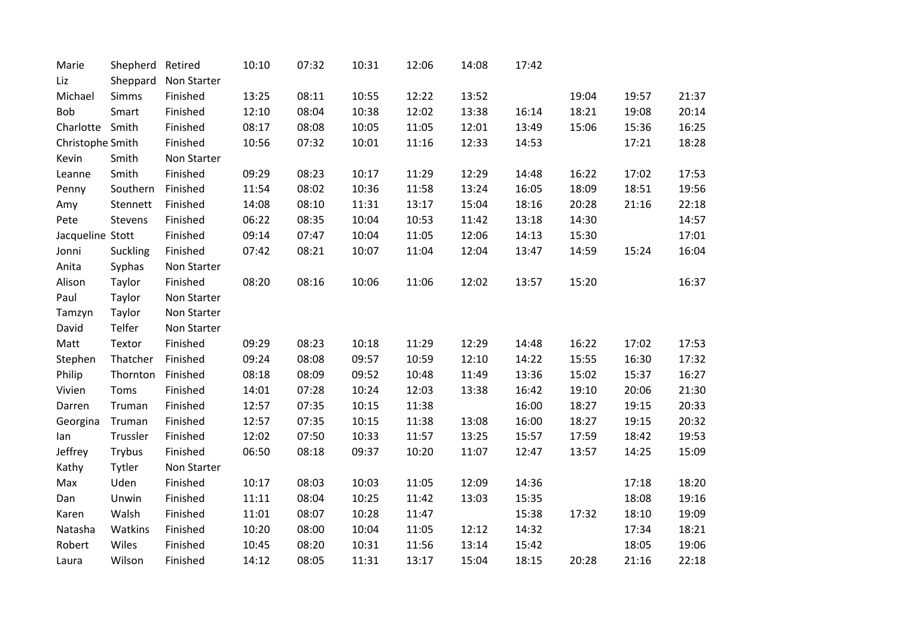| | | | | | | | | | | | |
|---|---|---|---|---|---|---|---|---|---|---|---|
| Marie | Shepherd | Retired | 10:10 | 07:32 | 10:31 | 12:06 | 14:08 | 17:42 | | | |
| Liz | Sheppard | Non Starter | | | | | | | | | |
| Michael | Simms | Finished | 13:25 | 08:11 | 10:55 | 12:22 | 13:52 | | 19:04 | 19:57 | 21:37 |
| Bob | Smart | Finished | 12:10 | 08:04 | 10:38 | 12:02 | 13:38 | 16:14 | 18:21 | 19:08 | 20:14 |
| Charlotte | Smith | Finished | 08:17 | 08:08 | 10:05 | 11:05 | 12:01 | 13:49 | 15:06 | 15:36 | 16:25 |
| Christophe | Smith | Finished | 10:56 | 07:32 | 10:01 | 11:16 | 12:33 | 14:53 | | 17:21 | 18:28 |
| Kevin | Smith | Non Starter | | | | | | | | | |
| Leanne | Smith | Finished | 09:29 | 08:23 | 10:17 | 11:29 | 12:29 | 14:48 | 16:22 | 17:02 | 17:53 |
| Penny | Southern | Finished | 11:54 | 08:02 | 10:36 | 11:58 | 13:24 | 16:05 | 18:09 | 18:51 | 19:56 |
| Amy | Stennett | Finished | 14:08 | 08:10 | 11:31 | 13:17 | 15:04 | 18:16 | 20:28 | 21:16 | 22:18 |
| Pete | Stevens | Finished | 06:22 | 08:35 | 10:04 | 10:53 | 11:42 | 13:18 | 14:30 | | 14:57 |
| Jacqueline | Stott | Finished | 09:14 | 07:47 | 10:04 | 11:05 | 12:06 | 14:13 | 15:30 | | 17:01 |
| Jonni | Suckling | Finished | 07:42 | 08:21 | 10:07 | 11:04 | 12:04 | 13:47 | 14:59 | 15:24 | 16:04 |
| Anita | Syphas | Non Starter | | | | | | | | | |
| Alison | Taylor | Finished | 08:20 | 08:16 | 10:06 | 11:06 | 12:02 | 13:57 | 15:20 | | 16:37 |
| Paul | Taylor | Non Starter | | | | | | | | | |
| Tamzyn | Taylor | Non Starter | | | | | | | | | |
| David | Telfer | Non Starter | | | | | | | | | |
| Matt | Textor | Finished | 09:29 | 08:23 | 10:18 | 11:29 | 12:29 | 14:48 | 16:22 | 17:02 | 17:53 |
| Stephen | Thatcher | Finished | 09:24 | 08:08 | 09:57 | 10:59 | 12:10 | 14:22 | 15:55 | 16:30 | 17:32 |
| Philip | Thornton | Finished | 08:18 | 08:09 | 09:52 | 10:48 | 11:49 | 13:36 | 15:02 | 15:37 | 16:27 |
| Vivien | Toms | Finished | 14:01 | 07:28 | 10:24 | 12:03 | 13:38 | 16:42 | 19:10 | 20:06 | 21:30 |
| Darren | Truman | Finished | 12:57 | 07:35 | 10:15 | 11:38 | | 16:00 | 18:27 | 19:15 | 20:33 |
| Georgina | Truman | Finished | 12:57 | 07:35 | 10:15 | 11:38 | 13:08 | 16:00 | 18:27 | 19:15 | 20:32 |
| Ian | Trussler | Finished | 12:02 | 07:50 | 10:33 | 11:57 | 13:25 | 15:57 | 17:59 | 18:42 | 19:53 |
| Jeffrey | Trybus | Finished | 06:50 | 08:18 | 09:37 | 10:20 | 11:07 | 12:47 | 13:57 | 14:25 | 15:09 |
| Kathy | Tytler | Non Starter | | | | | | | | | |
| Max | Uden | Finished | 10:17 | 08:03 | 10:03 | 11:05 | 12:09 | 14:36 | | 17:18 | 18:20 |
| Dan | Unwin | Finished | 11:11 | 08:04 | 10:25 | 11:42 | 13:03 | 15:35 | | 18:08 | 19:16 |
| Karen | Walsh | Finished | 11:01 | 08:07 | 10:28 | 11:47 | | 15:38 | 17:32 | 18:10 | 19:09 |
| Natasha | Watkins | Finished | 10:20 | 08:00 | 10:04 | 11:05 | 12:12 | 14:32 | | 17:34 | 18:21 |
| Robert | Wiles | Finished | 10:45 | 08:20 | 10:31 | 11:56 | 13:14 | 15:42 | | 18:05 | 19:06 |
| Laura | Wilson | Finished | 14:12 | 08:05 | 11:31 | 13:17 | 15:04 | 18:15 | 20:28 | 21:16 | 22:18 |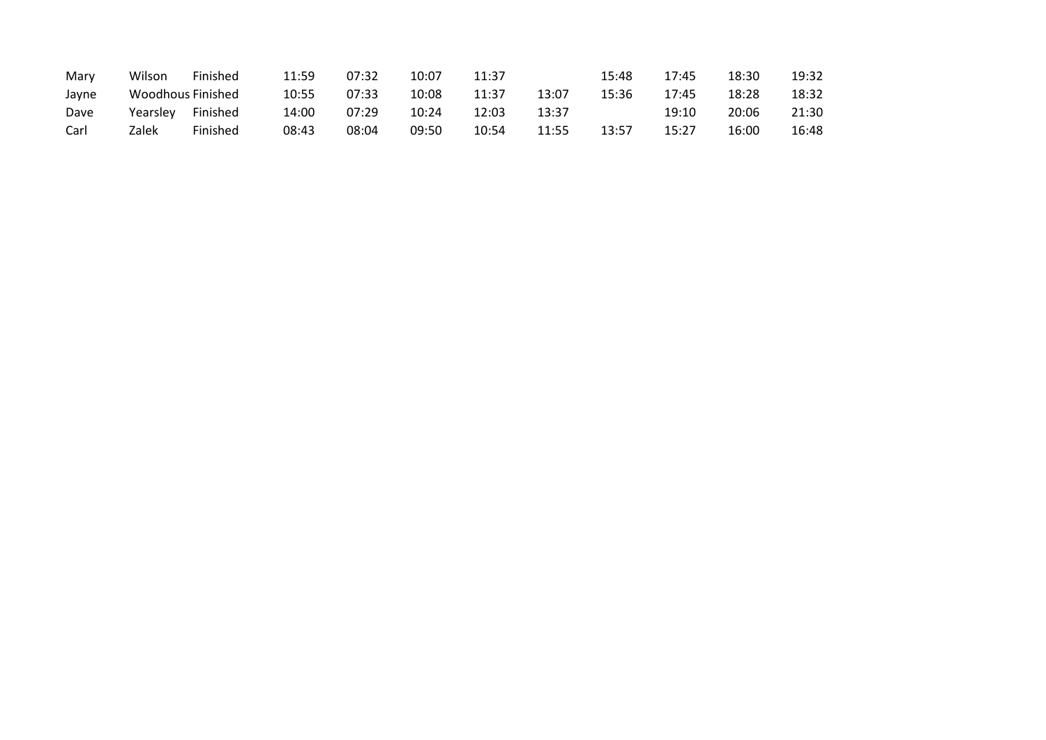| | | | | | | | | | | | |
|---|---|---|---|---|---|---|---|---|---|---|---|
| Mary | Wilson | Finished | 11:59 | 07:32 | 10:07 | 11:37 | | 15:48 | 17:45 | 18:30 | 19:32 |
| Jayne | Woodhous | Finished | 10:55 | 07:33 | 10:08 | 11:37 | 13:07 | 15:36 | 17:45 | 18:28 | 18:32 |
| Dave | Yearsley | Finished | 14:00 | 07:29 | 10:24 | 12:03 | 13:37 | | 19:10 | 20:06 | 21:30 |
| Carl | Zalek | Finished | 08:43 | 08:04 | 09:50 | 10:54 | 11:55 | 13:57 | 15:27 | 16:00 | 16:48 |